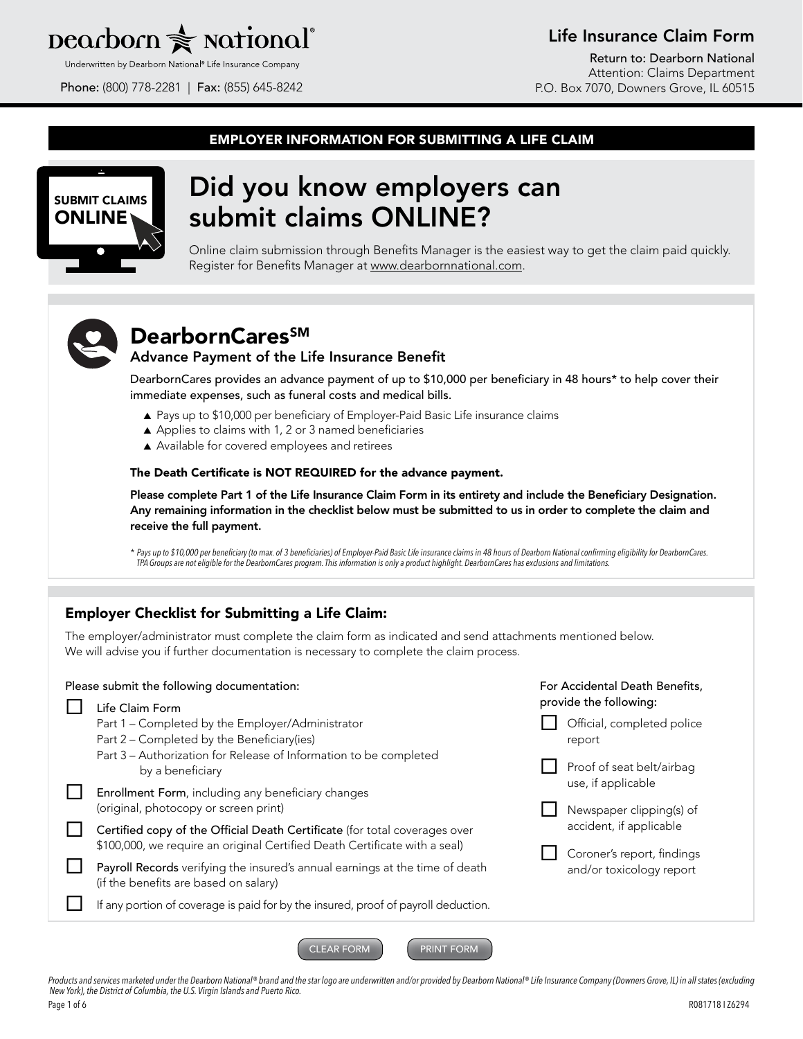# Dearborn National®

Underwritten by Dearborn National® Life Insurance Company

**Phone:** (800) 778-2281 | **Fax:** (855) 645-8242

## Life Insurance Claim Form

**Return to: Dearborn National**
Attention: Claims Department
P.O. Box 7070, Downers Grove, IL 60515

## EMPLOYER INFORMATION FOR SUBMITTING A LIFE CLAIM

SUBMIT CLAIMS ONLINE

## Did you know employers can submit claims ONLINE?

Online claim submission through Benefits Manager is the easiest way to get the claim paid quickly. Register for Benefits Manager at www.dearbornnational.com.

## DearbornCares℠

### Advance Payment of the Life Insurance Benefit

DearbornCares provides an advance payment of up to $10,000 per beneficiary in 48 hours* to help cover their immediate expenses, such as funeral costs and medical bills.

- Pays up to $10,000 per beneficiary of Employer-Paid Basic Life insurance claims
- Applies to claims with 1, 2 or 3 named beneficiaries
- Available for covered employees and retirees

**The Death Certificate is NOT REQUIRED for the advance payment.**

**Please complete Part 1 of the Life Insurance Claim Form in its entirety and include the Beneficiary Designation. Any remaining information in the checklist below must be submitted to us in order to complete the claim and receive the full payment.**

*\* Pays up to $10,000 per beneficiary (to max. of 3 beneficiaries) of Employer-Paid Basic Life insurance claims in 48 hours of Dearborn National confirming eligibility for DearbornCares. TPA Groups are not eligible for the DearbornCares program. This information is only a product highlight. DearbornCares has exclusions and limitations.*

### Employer Checklist for Submitting a Life Claim:

The employer/administrator must complete the claim form as indicated and send attachments mentioned below. We will advise you if further documentation is necessary to complete the claim process.

Please submit the following documentation:

- ☐ Life Claim Form
  - Part 1 – Completed by the Employer/Administrator
  - Part 2 – Completed by the Beneficiary(ies)
  - Part 3 – Authorization for Release of Information to be completed by a beneficiary
- ☐ Enrollment Form, including any beneficiary changes (original, photocopy or screen print)
- ☐ Certified copy of the Official Death Certificate (for total coverages over $100,000, we require an original Certified Death Certificate with a seal)
- ☐ Payroll Records verifying the insured's annual earnings at the time of death (if the benefits are based on salary)
- ☐ If any portion of coverage is paid for by the insured, proof of payroll deduction.

For Accidental Death Benefits, provide the following:

- ☐ Official, completed police report
- ☐ Proof of seat belt/airbag use, if applicable
- ☐ Newspaper clipping(s) of accident, if applicable
- ☐ Coroner's report, findings and/or toxicology report

CLEAR FORM | PRINT FORM

*Products and services marketed under the Dearborn National® brand and the star logo are underwritten and/or provided by Dearborn National® Life Insurance Company (Downers Grove, IL) in all states (excluding New York), the District of Columbia, the U.S. Virgin Islands and Puerto Rico.*

R081718 I Z6294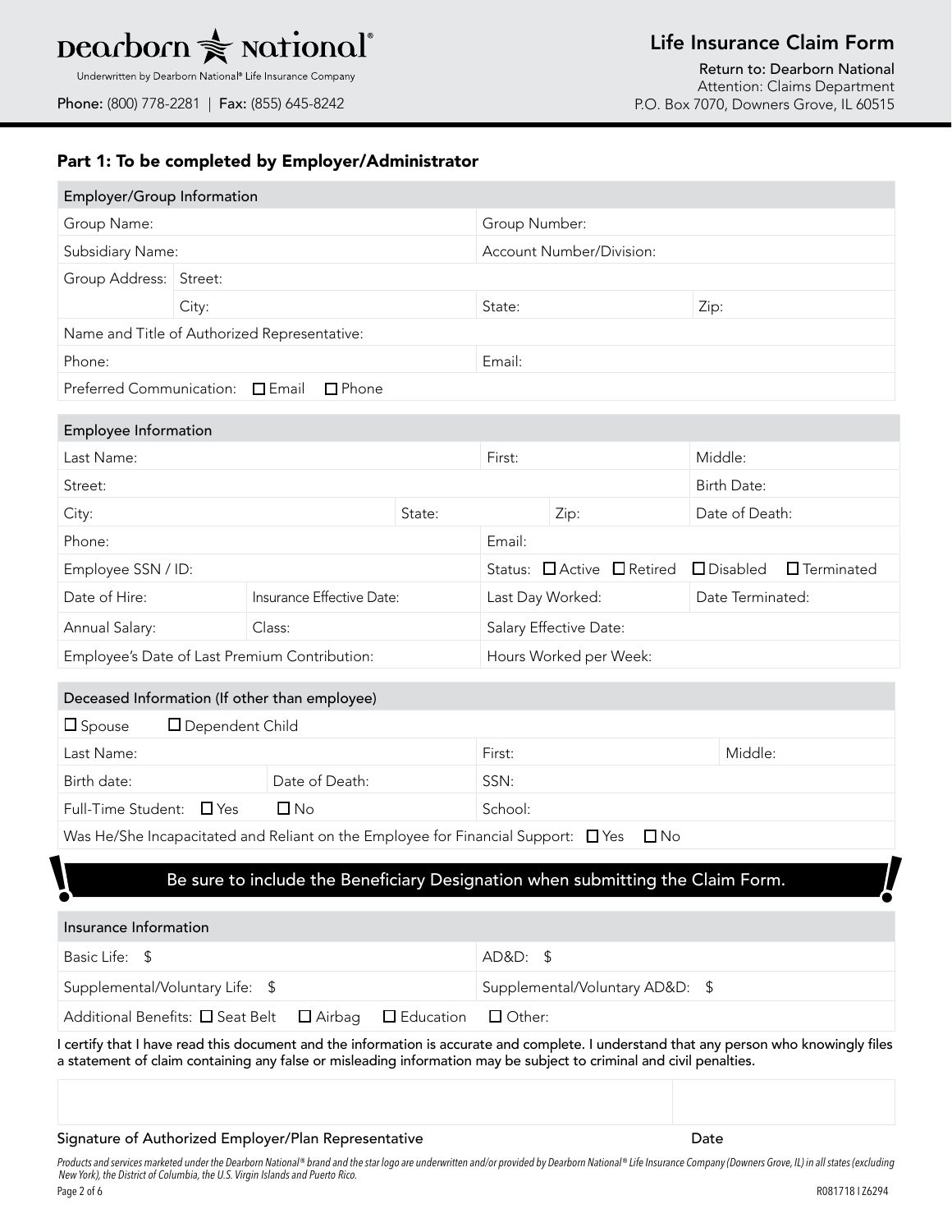Dearborn National

Underwritten by Dearborn National® Life Insurance Company

**Phone:** (800) 778-2281 | **Fax:** (855) 645-8242

# Life Insurance Claim Form

**Return to: Dearborn National**
Attention: Claims Department
P.O. Box 7070, Downers Grove, IL 60515

## Part 1: To be completed by Employer/Administrator

| Employer/Group Information | | | |
|---|---|---|---|
| Group Name: | | Group Number: | |
| Subsidiary Name: | | Account Number/Division: | |
| Group Address: | Street: | | |
| | City: | State: | Zip: |
| Name and Title of Authorized Representative: | | | |
| Phone: | | Email: | |
| Preferred Communication: ☐ Email ☐ Phone | | | |

| Employee Information | | | | |
|---|---|---|---|---|
| Last Name: | | First: | | Middle: |
| Street: | | | | Birth Date: |
| City: | State: | | Zip: | Date of Death: |
| Phone: | | Email: | | |
| Employee SSN / ID: | | Status: ☐ Active ☐ Retired ☐ Disabled ☐ Terminated | | |
| Date of Hire: | Insurance Effective Date: | Last Day Worked: | | Date Terminated: |
| Annual Salary: | Class: | Salary Effective Date: | | |
| Employee's Date of Last Premium Contribution: | | Hours Worked per Week: | | |

| Deceased Information (If other than employee) | | | |
|---|---|---|---|
| ☐ Spouse ☐ Dependent Child | | | |
| Last Name: | | First: | Middle: |
| Birth date: | Date of Death: | SSN: | |
| Full-Time Student: ☐ Yes | ☐ No | School: | |
| Was He/She Incapacitated and Reliant on the Employee for Financial Support: ☐ Yes ☐ No | | | |

**! Be sure to include the Beneficiary Designation when submitting the Claim Form. !**

| Insurance Information | |
|---|---|
| Basic Life: $ | AD&D: $ |
| Supplemental/Voluntary Life: $ | Supplemental/Voluntary AD&D: $ |
| Additional Benefits: ☐ Seat Belt ☐ Airbag ☐ Education ☐ Other: | |

I certify that I have read this document and the information is accurate and complete. I understand that any person who knowingly files a statement of claim containing any false or misleading information may be subject to criminal and civil penalties.

| | |
|---|---|
| | |
| **Signature of Authorized Employer/Plan Representative** | **Date** |

*Products and services marketed under the Dearborn National® brand and the star logo are underwritten and/or provided by Dearborn National® Life Insurance Company (Downers Grove, IL) in all states (excluding New York), the District of Columbia, the U.S. Virgin Islands and Puerto Rico.*

R081718 I Z6294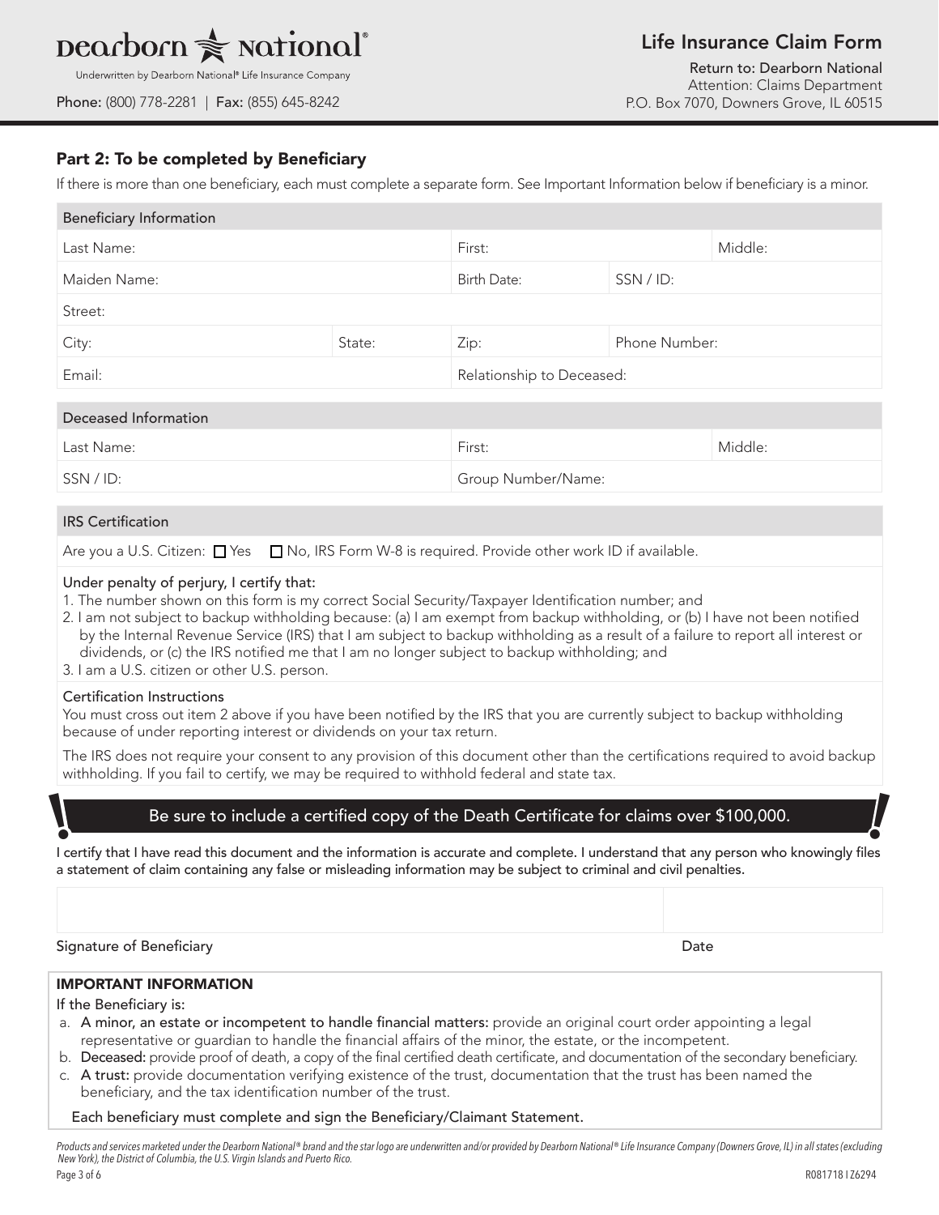**Dearborn National®**

Underwritten by Dearborn National® Life Insurance Company

**Phone:** (800) 778-2281 | **Fax:** (855) 645-8242

# Life Insurance Claim Form

**Return to: Dearborn National**
Attention: Claims Department
P.O. Box 7070, Downers Grove, IL 60515

## Part 2: To be completed by Beneficiary

If there is more than one beneficiary, each must complete a separate form. See Important Information below if beneficiary is a minor.

| Beneficiary Information | | | | |
|---|---|---|---|---|
| Last Name: | | First: | | Middle: |
| Maiden Name: | | Birth Date: | SSN / ID: | |
| Street: | | | | |
| City: | State: | Zip: | Phone Number: | |
| Email: | | Relationship to Deceased: | | |

| Deceased Information | | |
|---|---|---|
| Last Name: | First: | Middle: |
| SSN / ID: | Group Number/Name: | |

### IRS Certification

Are you a U.S. Citizen: ☐ Yes ☐ No, IRS Form W-8 is required. Provide other work ID if available.

Under penalty of perjury, I certify that:

1. The number shown on this form is my correct Social Security/Taxpayer Identification number; and
2. I am not subject to backup withholding because: (a) I am exempt from backup withholding, or (b) I have not been notified by the Internal Revenue Service (IRS) that I am subject to backup withholding as a result of a failure to report all interest or dividends, or (c) the IRS notified me that I am no longer subject to backup withholding; and
3. I am a U.S. citizen or other U.S. person.

Certification Instructions

You must cross out item 2 above if you have been notified by the IRS that you are currently subject to backup withholding because of under reporting interest or dividends on your tax return.

The IRS does not require your consent to any provision of this document other than the certifications required to avoid backup withholding. If you fail to certify, we may be required to withhold federal and state tax.

**! Be sure to include a certified copy of the Death Certificate for claims over $100,000. !**

**I certify that I have read this document and the information is accurate and complete. I understand that any person who knowingly files a statement of claim containing any false or misleading information may be subject to criminal and civil penalties.**

| | |
|---|---|
| Signature of Beneficiary | Date |

### IMPORTANT INFORMATION

If the Beneficiary is:

a. **A minor, an estate or incompetent to handle financial matters:** provide an original court order appointing a legal representative or guardian to handle the financial affairs of the minor, the estate, or the incompetent.
b. **Deceased:** provide proof of death, a copy of the final certified death certificate, and documentation of the secondary beneficiary.
c. **A trust:** provide documentation verifying existence of the trust, documentation that the trust has been named the beneficiary, and the tax identification number of the trust.

Each beneficiary must complete and sign the Beneficiary/Claimant Statement.

*Products and services marketed under the Dearborn National® brand and the star logo are underwritten and/or provided by Dearborn National® Life Insurance Company (Downers Grove, IL) in all states (excluding New York), the District of Columbia, the U.S. Virgin Islands and Puerto Rico.*

R081718 I Z6294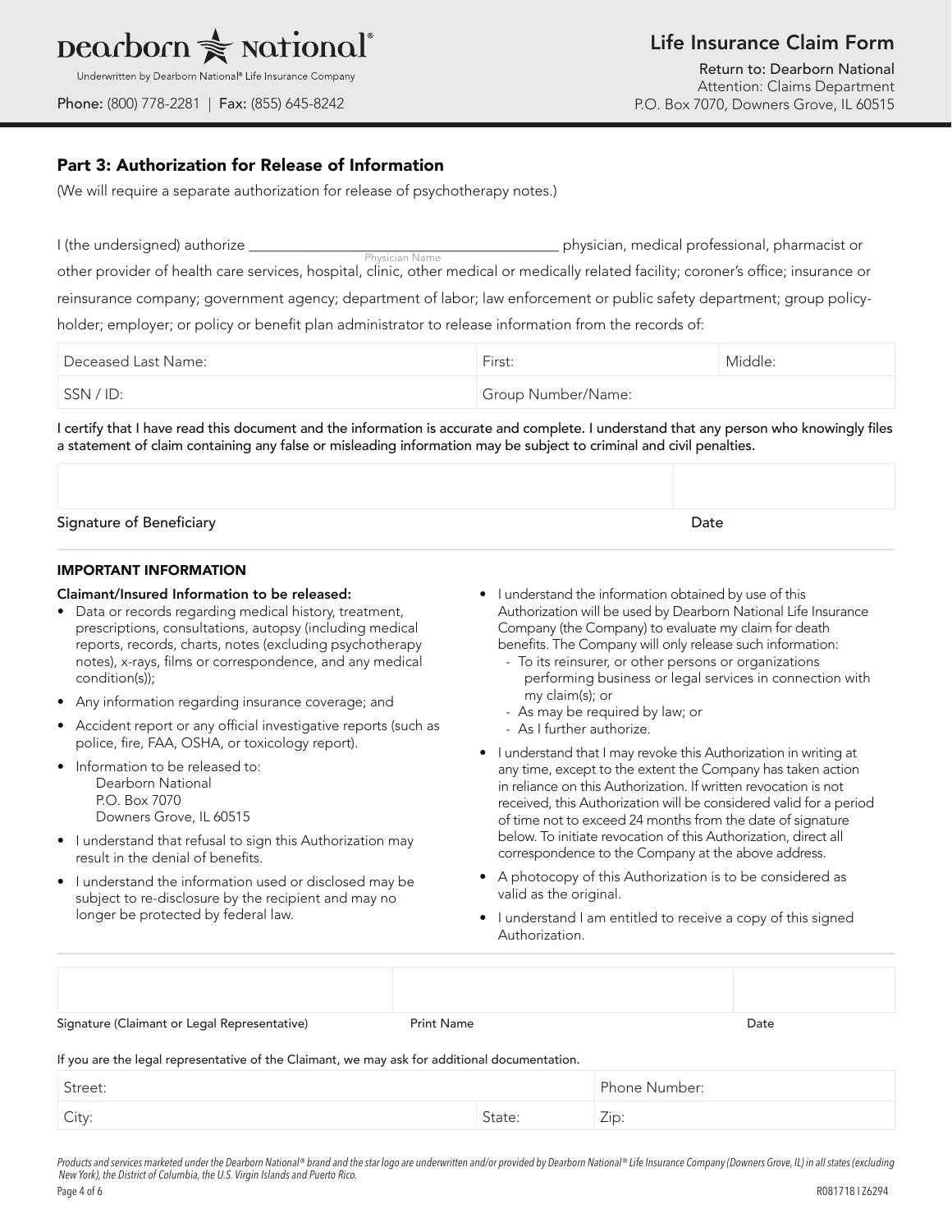# Life Insurance Claim Form

**Return to: Dearborn National**
Attention: Claims Department
P.O. Box 7070, Downers Grove, IL 60515

Dearborn National
Underwritten by Dearborn National® Life Insurance Company

**Phone:** (800) 778-2281 | **Fax:** (855) 645-8242

## Part 3: Authorization for Release of Information

(We will require a separate authorization for release of psychotherapy notes.)

I (the undersigned) authorize ________________________________ (Physician Name) physician, medical professional, pharmacist or other provider of health care services, hospital, clinic, other medical or medically related facility; coroner's office; insurance or reinsurance company; government agency; department of labor; law enforcement or public safety department; group policy-holder; employer; or policy or benefit plan administrator to release information from the records of:

| Deceased Last Name: | First: | Middle: |
|---|---|---|
| SSN / ID: | Group Number/Name: | |

**I certify that I have read this document and the information is accurate and complete. I understand that any person who knowingly files a statement of claim containing any false or misleading information may be subject to criminal and civil penalties.**

| Signature of Beneficiary | Date |
|---|---|
| | |

### IMPORTANT INFORMATION

**Claimant/Insured Information to be released:**

- Data or records regarding medical history, treatment, prescriptions, consultations, autopsy (including medical reports, records, charts, notes (excluding psychotherapy notes), x-rays, films or correspondence, and any medical condition(s));
- Any information regarding insurance coverage; and
- Accident report or any official investigative reports (such as police, fire, FAA, OSHA, or toxicology report).
- Information to be released to:
  Dearborn National
  P.O. Box 7070
  Downers Grove, IL 60515
- I understand that refusal to sign this Authorization may result in the denial of benefits.
- I understand the information used or disclosed may be subject to re-disclosure by the recipient and may no longer be protected by federal law.
- I understand the information obtained by use of this Authorization will be used by Dearborn National Life Insurance Company (the Company) to evaluate my claim for death benefits. The Company will only release such information:
  - To its reinsurer, or other persons or organizations performing business or legal services in connection with my claim(s); or
  - As may be required by law; or
  - As I further authorize.
- I understand that I may revoke this Authorization in writing at any time, except to the extent the Company has taken action in reliance on this Authorization. If written revocation is not received, this Authorization will be considered valid for a period of time not to exceed 24 months from the date of signature below. To initiate revocation of this Authorization, direct all correspondence to the Company at the above address.
- A photocopy of this Authorization is to be considered as valid as the original.
- I understand I am entitled to receive a copy of this signed Authorization.

| Signature (Claimant or Legal Representative) | Print Name | Date |
|---|---|---|
| | | |

If you are the legal representative of the Claimant, we may ask for additional documentation.

| Street: | | Phone Number: |
|---|---|---|
| City: | State: | Zip: |

*Products and services marketed under the Dearborn National® brand and the star logo are underwritten and/or provided by Dearborn National® Life Insurance Company (Downers Grove, IL) in all states (excluding New York), the District of Columbia, the U.S. Virgin Islands and Puerto Rico.*

R081718 I Z6294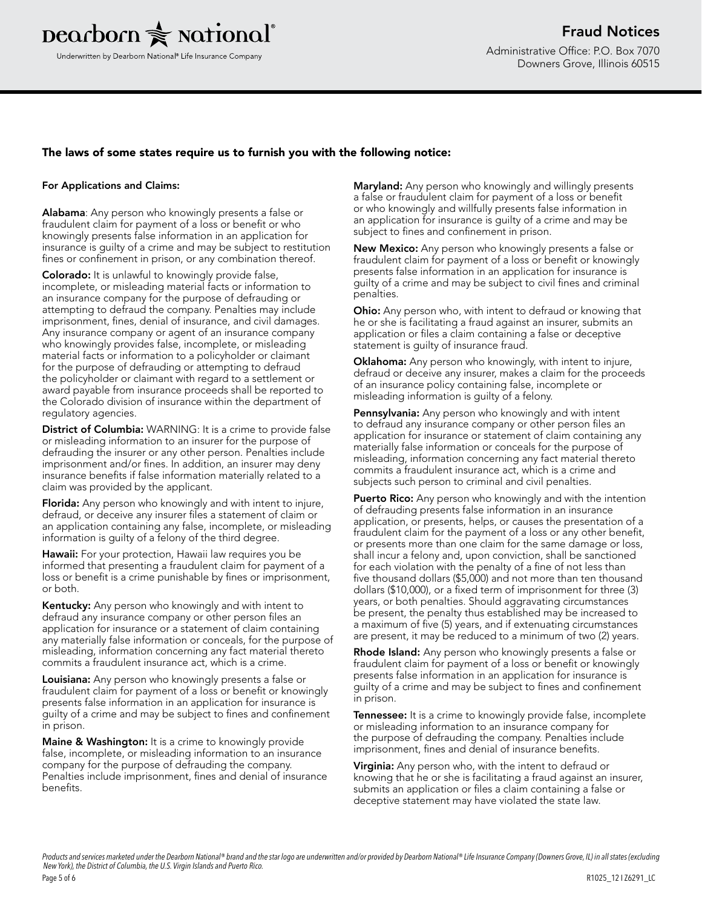# Fraud Notices

Dearborn National®

Underwritten by Dearborn National® Life Insurance Company

Administrative Office: P.O. Box 7070
Downers Grove, Illinois 60515

## The laws of some states require us to furnish you with the following notice:

### For Applications and Claims:

**Alabama**: Any person who knowingly presents a false or fraudulent claim for payment of a loss or benefit or who knowingly presents false information in an application for insurance is guilty of a crime and may be subject to restitution fines or confinement in prison, or any combination thereof.

**Colorado:** It is unlawful to knowingly provide false, incomplete, or misleading material facts or information to an insurance company for the purpose of defrauding or attempting to defraud the company. Penalties may include imprisonment, fines, denial of insurance, and civil damages. Any insurance company or agent of an insurance company who knowingly provides false, incomplete, or misleading material facts or information to a policyholder or claimant for the purpose of defrauding or attempting to defraud the policyholder or claimant with regard to a settlement or award payable from insurance proceeds shall be reported to the Colorado division of insurance within the department of regulatory agencies.

**District of Columbia:** WARNING: It is a crime to provide false or misleading information to an insurer for the purpose of defrauding the insurer or any other person. Penalties include imprisonment and/or fines. In addition, an insurer may deny insurance benefits if false information materially related to a claim was provided by the applicant.

**Florida:** Any person who knowingly and with intent to injure, defraud, or deceive any insurer files a statement of claim or an application containing any false, incomplete, or misleading information is guilty of a felony of the third degree.

**Hawaii:** For your protection, Hawaii law requires you be informed that presenting a fraudulent claim for payment of a loss or benefit is a crime punishable by fines or imprisonment, or both.

**Kentucky:** Any person who knowingly and with intent to defraud any insurance company or other person files an application for insurance or a statement of claim containing any materially false information or conceals, for the purpose of misleading, information concerning any fact material thereto commits a fraudulent insurance act, which is a crime.

**Louisiana:** Any person who knowingly presents a false or fraudulent claim for payment of a loss or benefit or knowingly presents false information in an application for insurance is guilty of a crime and may be subject to fines and confinement in prison.

**Maine & Washington:** It is a crime to knowingly provide false, incomplete, or misleading information to an insurance company for the purpose of defrauding the company. Penalties include imprisonment, fines and denial of insurance benefits.

**Maryland:** Any person who knowingly and willingly presents a false or fraudulent claim for payment of a loss or benefit or who knowingly and willfully presents false information in an application for insurance is guilty of a crime and may be subject to fines and confinement in prison.

**New Mexico:** Any person who knowingly presents a false or fraudulent claim for payment of a loss or benefit or knowingly presents false information in an application for insurance is guilty of a crime and may be subject to civil fines and criminal penalties.

**Ohio:** Any person who, with intent to defraud or knowing that he or she is facilitating a fraud against an insurer, submits an application or files a claim containing a false or deceptive statement is guilty of insurance fraud.

**Oklahoma:** Any person who knowingly, with intent to injure, defraud or deceive any insurer, makes a claim for the proceeds of an insurance policy containing false, incomplete or misleading information is guilty of a felony.

**Pennsylvania:** Any person who knowingly and with intent to defraud any insurance company or other person files an application for insurance or statement of claim containing any materially false information or conceals for the purpose of misleading, information concerning any fact material thereto commits a fraudulent insurance act, which is a crime and subjects such person to criminal and civil penalties.

**Puerto Rico:** Any person who knowingly and with the intention of defrauding presents false information in an insurance application, or presents, helps, or causes the presentation of a fraudulent claim for the payment of a loss or any other benefit, or presents more than one claim for the same damage or loss, shall incur a felony and, upon conviction, shall be sanctioned for each violation with the penalty of a fine of not less than five thousand dollars ($5,000) and not more than ten thousand dollars ($10,000), or a fixed term of imprisonment for three (3) years, or both penalties. Should aggravating circumstances be present, the penalty thus established may be increased to a maximum of five (5) years, and if extenuating circumstances are present, it may be reduced to a minimum of two (2) years.

**Rhode Island:** Any person who knowingly presents a false or fraudulent claim for payment of a loss or benefit or knowingly presents false information in an application for insurance is guilty of a crime and may be subject to fines and confinement in prison.

**Tennessee:** It is a crime to knowingly provide false, incomplete or misleading information to an insurance company for the purpose of defrauding the company. Penalties include imprisonment, fines and denial of insurance benefits.

**Virginia:** Any person who, with the intent to defraud or knowing that he or she is facilitating a fraud against an insurer, submits an application or files a claim containing a false or deceptive statement may have violated the state law.

*Products and services marketed under the Dearborn National® brand and the star logo are underwritten and/or provided by Dearborn National® Life Insurance Company (Downers Grove, IL) in all states (excluding New York), the District of Columbia, the U.S. Virgin Islands and Puerto Rico.*

R1025_12 I Z6291_LC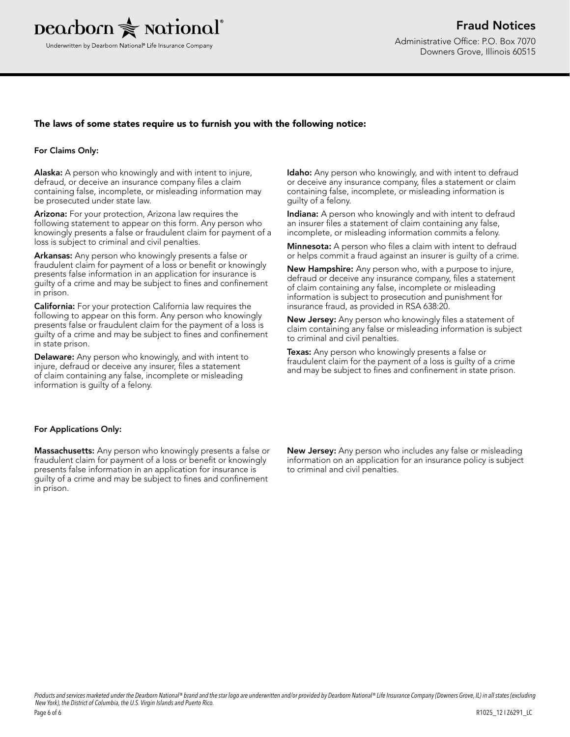Dearborn National®

Underwritten by Dearborn National® Life Insurance Company

# Fraud Notices

Administrative Office: P.O. Box 7070
Downers Grove, Illinois 60515

**The laws of some states require us to furnish you with the following notice:**

### For Claims Only:

**Alaska:** A person who knowingly and with intent to injure, defraud, or deceive an insurance company files a claim containing false, incomplete, or misleading information may be prosecuted under state law.

**Arizona:** For your protection, Arizona law requires the following statement to appear on this form. Any person who knowingly presents a false or fraudulent claim for payment of a loss is subject to criminal and civil penalties.

**Arkansas:** Any person who knowingly presents a false or fraudulent claim for payment of a loss or benefit or knowingly presents false information in an application for insurance is guilty of a crime and may be subject to fines and confinement in prison.

**California:** For your protection California law requires the following to appear on this form. Any person who knowingly presents false or fraudulent claim for the payment of a loss is guilty of a crime and may be subject to fines and confinement in state prison.

**Delaware:** Any person who knowingly, and with intent to injure, defraud or deceive any insurer, files a statement of claim containing any false, incomplete or misleading information is guilty of a felony.

**Idaho:** Any person who knowingly, and with intent to defraud or deceive any insurance company, files a statement or claim containing false, incomplete, or misleading information is guilty of a felony.

**Indiana:** A person who knowingly and with intent to defraud an insurer files a statement of claim containing any false, incomplete, or misleading information commits a felony.

**Minnesota:** A person who files a claim with intent to defraud or helps commit a fraud against an insurer is guilty of a crime.

**New Hampshire:** Any person who, with a purpose to injure, defraud or deceive any insurance company, files a statement of claim containing any false, incomplete or misleading information is subject to prosecution and punishment for insurance fraud, as provided in RSA 638:20.

**New Jersey:** Any person who knowingly files a statement of claim containing any false or misleading information is subject to criminal and civil penalties.

**Texas:** Any person who knowingly presents a false or fraudulent claim for the payment of a loss is guilty of a crime and may be subject to fines and confinement in state prison.

### For Applications Only:

**Massachusetts:** Any person who knowingly presents a false or fraudulent claim for payment of a loss or benefit or knowingly presents false information in an application for insurance is guilty of a crime and may be subject to fines and confinement in prison.

**New Jersey:** Any person who includes any false or misleading information on an application for an insurance policy is subject to criminal and civil penalties.

*Products and services marketed under the Dearborn National® brand and the star logo are underwritten and/or provided by Dearborn National® Life Insurance Company (Downers Grove, IL) in all states (excluding New York), the District of Columbia, the U.S. Virgin Islands and Puerto Rico.*

R1025_12 I Z6291_LC